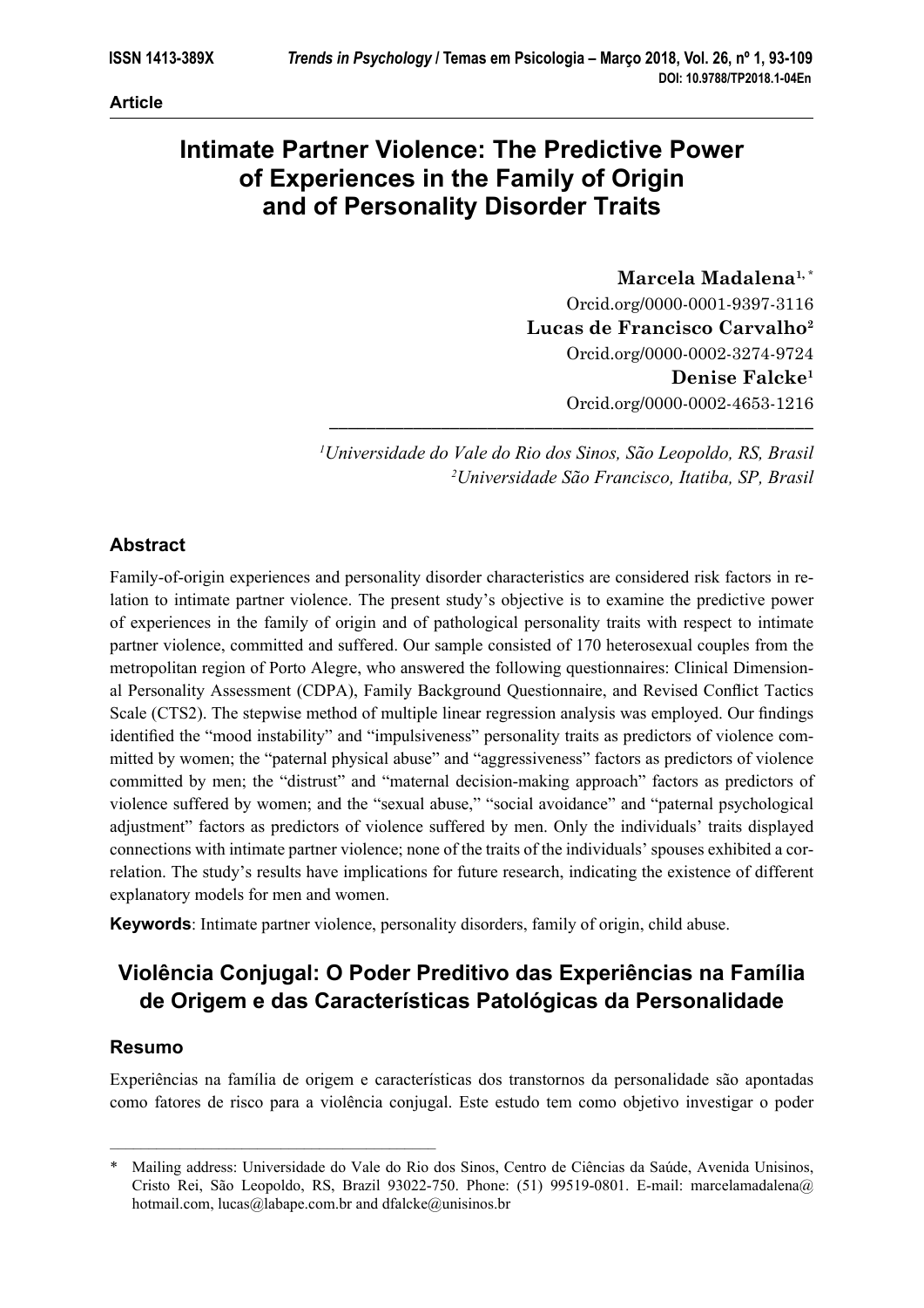**Article**

# Intimate Partner Violence: The Predictive Power of Experiences in the Family of Origin and of Personality Disorder Traits

**Marcela Madalena**[1, *]
Orcid.org/0000-0001-9397-3116
**Lucas de Francisco Carvalho**[2]
Orcid.org/0000-0002-3274-9724
**Denise Falcke**[1]
Orcid.org/0000-0002-4653-1216

[1] *Universidade do Vale do Rio dos Sinos, São Leopoldo, RS, Brasil*
[2] *Universidade São Francisco, Itatiba, SP, Brasil*

## Abstract

Family-of-origin experiences and personality disorder characteristics are considered risk factors in relation to intimate partner violence. The present study's objective is to examine the predictive power of experiences in the family of origin and of pathological personality traits with respect to intimate partner violence, committed and suffered. Our sample consisted of 170 heterosexual couples from the metropolitan region of Porto Alegre, who answered the following questionnaires: Clinical Dimensional Personality Assessment (CDPA), Family Background Questionnaire, and Revised Conflict Tactics Scale (CTS2). The stepwise method of multiple linear regression analysis was employed. Our findings identified the "mood instability" and "impulsiveness" personality traits as predictors of violence committed by women; the "paternal physical abuse" and "aggressiveness" factors as predictors of violence committed by men; the "distrust" and "maternal decision-making approach" factors as predictors of violence suffered by women; and the "sexual abuse," "social avoidance" and "paternal psychological adjustment" factors as predictors of violence suffered by men. Only the individuals' traits displayed connections with intimate partner violence; none of the traits of the individuals' spouses exhibited a correlation. The study's results have implications for future research, indicating the existence of different explanatory models for men and women.

**Keywords**: Intimate partner violence, personality disorders, family of origin, child abuse.

# Violência Conjugal: O Poder Preditivo das Experiências na Família de Origem e das Características Patológicas da Personalidade

## Resumo

Experiências na família de origem e características dos transtornos da personalidade são apontadas como fatores de risco para a violência conjugal. Este estudo tem como objetivo investigar o poder

---

\* Mailing address: Universidade do Vale do Rio dos Sinos, Centro de Ciências da Saúde, Avenida Unisinos, Cristo Rei, São Leopoldo, RS, Brazil 93022-750. Phone: (51) 99519-0801. E-mail: marcelamadalena@hotmail.com, lucas@labape.com.br and dfalcke@unisinos.br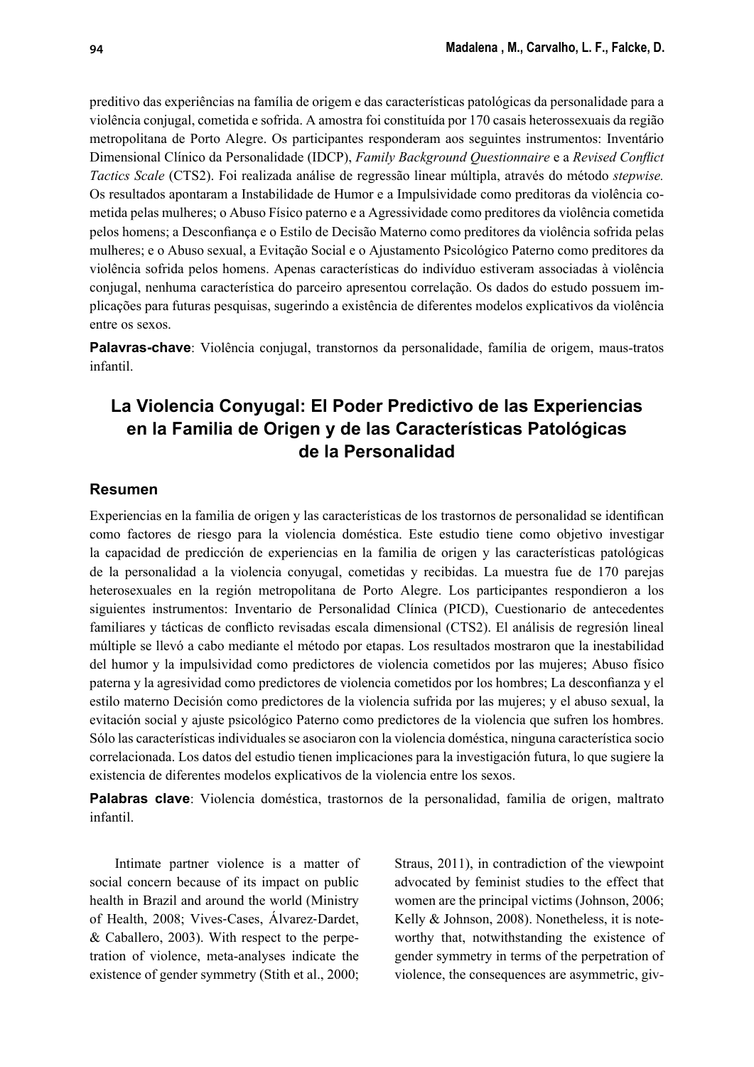preditivo das experiências na família de origem e das características patológicas da personalidade para a violência conjugal, cometida e sofrida. A amostra foi constituída por 170 casais heterossexuais da região metropolitana de Porto Alegre. Os participantes responderam aos seguintes instrumentos: Inventário Dimensional Clínico da Personalidade (IDCP), *Family Background Questionnaire* e a *Revised Conflict Tactics Scale* (CTS2). Foi realizada análise de regressão linear múltipla, através do método *stepwise.* Os resultados apontaram a Instabilidade de Humor e a Impulsividade como preditoras da violência cometida pelas mulheres; o Abuso Físico paterno e a Agressividade como preditores da violência cometida pelos homens; a Desconfiança e o Estilo de Decisão Materno como preditores da violência sofrida pelas mulheres; e o Abuso sexual, a Evitação Social e o Ajustamento Psicológico Paterno como preditores da violência sofrida pelos homens. Apenas características do indivíduo estiveram associadas à violência conjugal, nenhuma característica do parceiro apresentou correlação. Os dados do estudo possuem implicações para futuras pesquisas, sugerindo a existência de diferentes modelos explicativos da violência entre os sexos.

**Palavras-chave**: Violência conjugal, transtornos da personalidade, família de origem, maus-tratos infantil.

## La Violencia Conyugal: El Poder Predictivo de las Experiencias en la Familia de Origen y de las Características Patológicas de la Personalidad

### Resumen

Experiencias en la familia de origen y las características de los trastornos de personalidad se identifican como factores de riesgo para la violencia doméstica. Este estudio tiene como objetivo investigar la capacidad de predicción de experiencias en la familia de origen y las características patológicas de la personalidad a la violencia conyugal, cometidas y recibidas. La muestra fue de 170 parejas heterosexuales en la región metropolitana de Porto Alegre. Los participantes respondieron a los siguientes instrumentos: Inventario de Personalidad Clínica (PICD), Cuestionario de antecedentes familiares y tácticas de conflicto revisadas escala dimensional (CTS2). El análisis de regresión lineal múltiple se llevó a cabo mediante el método por etapas. Los resultados mostraron que la inestabilidad del humor y la impulsividad como predictores de violencia cometidos por las mujeres; Abuso físico paterna y la agresividad como predictores de violencia cometidos por los hombres; La desconfianza y el estilo materno Decisión como predictores de la violencia sufrida por las mujeres; y el abuso sexual, la evitación social y ajuste psicológico Paterno como predictores de la violencia que sufren los hombres. Sólo las características individuales se asociaron con la violencia doméstica, ninguna característica socio correlacionada. Los datos del estudio tienen implicaciones para la investigación futura, lo que sugiere la existencia de diferentes modelos explicativos de la violencia entre los sexos.

**Palabras clave**: Violencia doméstica, trastornos de la personalidad, familia de origen, maltrato infantil.

Intimate partner violence is a matter of social concern because of its impact on public health in Brazil and around the world (Ministry of Health, 2008; Vives-Cases, Álvarez-Dardet, & Caballero, 2003). With respect to the perpetration of violence, meta-analyses indicate the existence of gender symmetry (Stith et al., 2000; Straus, 2011), in contradiction of the viewpoint advocated by feminist studies to the effect that women are the principal victims (Johnson, 2006; Kelly & Johnson, 2008). Nonetheless, it is noteworthy that, notwithstanding the existence of gender symmetry in terms of the perpetration of violence, the consequences are asymmetric, giv-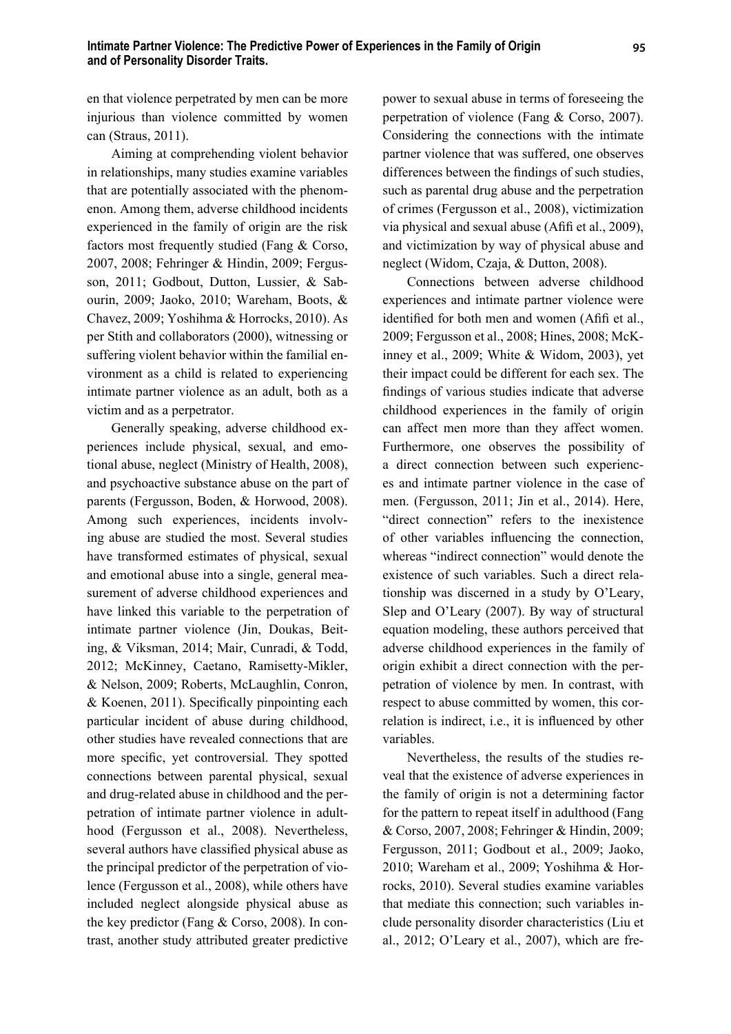en that violence perpetrated by men can be more injurious than violence committed by women can (Straus, 2011).

Aiming at comprehending violent behavior in relationships, many studies examine variables that are potentially associated with the phenomenon. Among them, adverse childhood incidents experienced in the family of origin are the risk factors most frequently studied (Fang & Corso, 2007, 2008; Fehringer & Hindin, 2009; Fergusson, 2011; Godbout, Dutton, Lussier, & Sabourin, 2009; Jaoko, 2010; Wareham, Boots, & Chavez, 2009; Yoshihma & Horrocks, 2010). As per Stith and collaborators (2000), witnessing or suffering violent behavior within the familial environment as a child is related to experiencing intimate partner violence as an adult, both as a victim and as a perpetrator.

Generally speaking, adverse childhood experiences include physical, sexual, and emotional abuse, neglect (Ministry of Health, 2008), and psychoactive substance abuse on the part of parents (Fergusson, Boden, & Horwood, 2008). Among such experiences, incidents involving abuse are studied the most. Several studies have transformed estimates of physical, sexual and emotional abuse into a single, general measurement of adverse childhood experiences and have linked this variable to the perpetration of intimate partner violence (Jin, Doukas, Beiting, & Viksman, 2014; Mair, Cunradi, & Todd, 2012; McKinney, Caetano, Ramisetty-Mikler, & Nelson, 2009; Roberts, McLaughlin, Conron, & Koenen, 2011). Specifically pinpointing each particular incident of abuse during childhood, other studies have revealed connections that are more specific, yet controversial. They spotted connections between parental physical, sexual and drug-related abuse in childhood and the perpetration of intimate partner violence in adulthood (Fergusson et al., 2008). Nevertheless, several authors have classified physical abuse as the principal predictor of the perpetration of violence (Fergusson et al., 2008), while others have included neglect alongside physical abuse as the key predictor (Fang & Corso, 2008). In contrast, another study attributed greater predictive power to sexual abuse in terms of foreseeing the perpetration of violence (Fang & Corso, 2007). Considering the connections with the intimate partner violence that was suffered, one observes differences between the findings of such studies, such as parental drug abuse and the perpetration of crimes (Fergusson et al., 2008), victimization via physical and sexual abuse (Afifi et al., 2009), and victimization by way of physical abuse and neglect (Widom, Czaja, & Dutton, 2008).

Connections between adverse childhood experiences and intimate partner violence were identified for both men and women (Afifi et al., 2009; Fergusson et al., 2008; Hines, 2008; McKinney et al., 2009; White & Widom, 2003), yet their impact could be different for each sex. The findings of various studies indicate that adverse childhood experiences in the family of origin can affect men more than they affect women. Furthermore, one observes the possibility of a direct connection between such experiences and intimate partner violence in the case of men. (Fergusson, 2011; Jin et al., 2014). Here, "direct connection" refers to the inexistence of other variables influencing the connection, whereas "indirect connection" would denote the existence of such variables. Such a direct relationship was discerned in a study by O'Leary, Slep and O'Leary (2007). By way of structural equation modeling, these authors perceived that adverse childhood experiences in the family of origin exhibit a direct connection with the perpetration of violence by men. In contrast, with respect to abuse committed by women, this correlation is indirect, i.e., it is influenced by other variables.

Nevertheless, the results of the studies reveal that the existence of adverse experiences in the family of origin is not a determining factor for the pattern to repeat itself in adulthood (Fang & Corso, 2007, 2008; Fehringer & Hindin, 2009; Fergusson, 2011; Godbout et al., 2009; Jaoko, 2010; Wareham et al., 2009; Yoshihma & Horrocks, 2010). Several studies examine variables that mediate this connection; such variables include personality disorder characteristics (Liu et al., 2012; O'Leary et al., 2007), which are fre-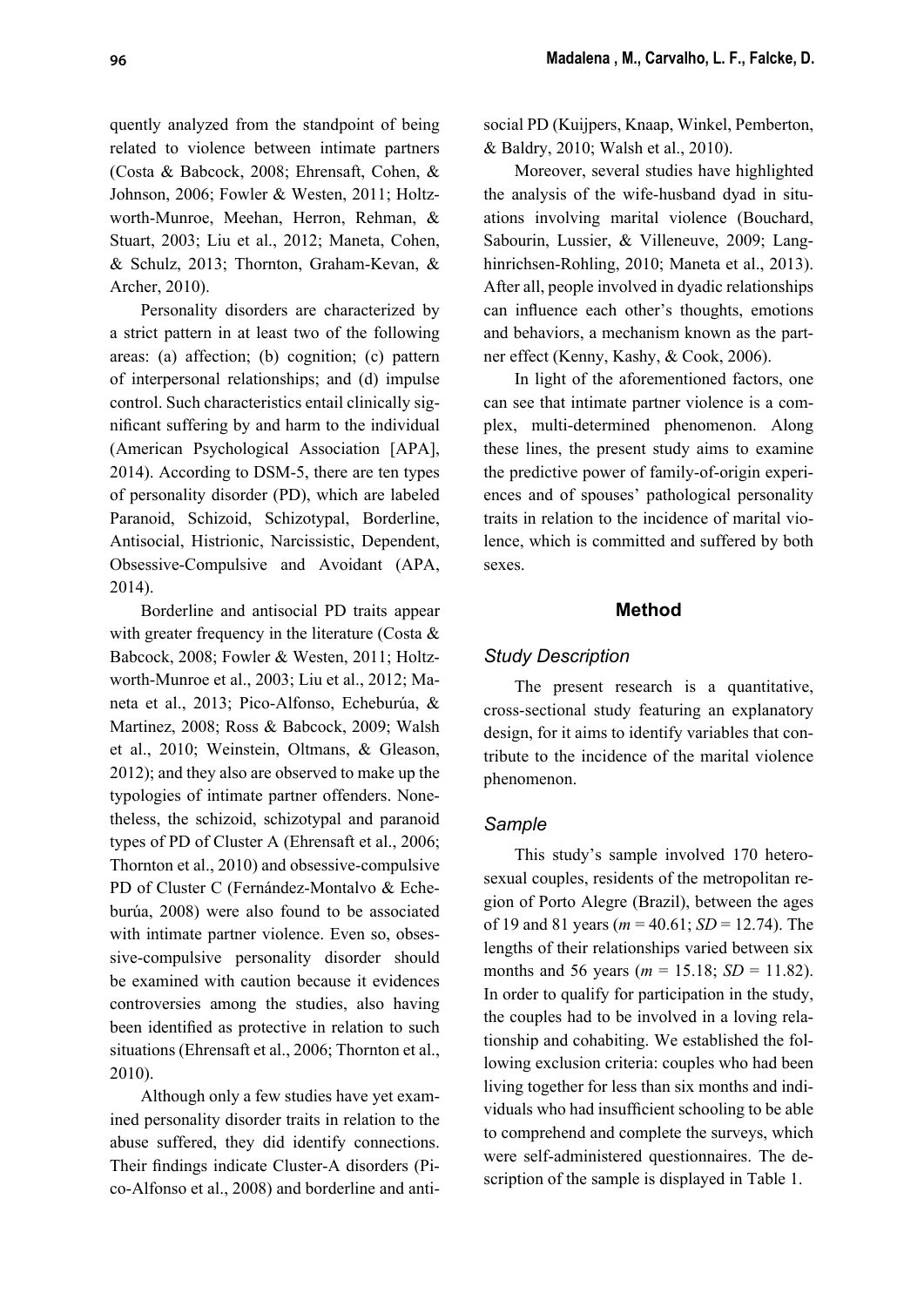quently analyzed from the standpoint of being related to violence between intimate partners (Costa & Babcock, 2008; Ehrensaft, Cohen, & Johnson, 2006; Fowler & Westen, 2011; Holtzworth-Munroe, Meehan, Herron, Rehman, & Stuart, 2003; Liu et al., 2012; Maneta, Cohen, & Schulz, 2013; Thornton, Graham-Kevan, & Archer, 2010).

Personality disorders are characterized by a strict pattern in at least two of the following areas: (a) affection; (b) cognition; (c) pattern of interpersonal relationships; and (d) impulse control. Such characteristics entail clinically significant suffering by and harm to the individual (American Psychological Association [APA], 2014). According to DSM-5, there are ten types of personality disorder (PD), which are labeled Paranoid, Schizoid, Schizotypal, Borderline, Antisocial, Histrionic, Narcissistic, Dependent, Obsessive-Compulsive and Avoidant (APA, 2014).

Borderline and antisocial PD traits appear with greater frequency in the literature (Costa & Babcock, 2008; Fowler & Westen, 2011; Holtzworth-Munroe et al., 2003; Liu et al., 2012; Maneta et al., 2013; Pico-Alfonso, Echeburúa, & Martinez, 2008; Ross & Babcock, 2009; Walsh et al., 2010; Weinstein, Oltmans, & Gleason, 2012); and they also are observed to make up the typologies of intimate partner offenders. Nonetheless, the schizoid, schizotypal and paranoid types of PD of Cluster A (Ehrensaft et al., 2006; Thornton et al., 2010) and obsessive-compulsive PD of Cluster C (Fernández-Montalvo & Echeburúa, 2008) were also found to be associated with intimate partner violence. Even so, obsessive-compulsive personality disorder should be examined with caution because it evidences controversies among the studies, also having been identified as protective in relation to such situations (Ehrensaft et al., 2006; Thornton et al., 2010).

Although only a few studies have yet examined personality disorder traits in relation to the abuse suffered, they did identify connections. Their findings indicate Cluster-A disorders (Pico-Alfonso et al., 2008) and borderline and antisocial PD (Kuijpers, Knaap, Winkel, Pemberton, & Baldry, 2010; Walsh et al., 2010).

Moreover, several studies have highlighted the analysis of the wife-husband dyad in situations involving marital violence (Bouchard, Sabourin, Lussier, & Villeneuve, 2009; Langhinrichsen-Rohling, 2010; Maneta et al., 2013). After all, people involved in dyadic relationships can influence each other's thoughts, emotions and behaviors, a mechanism known as the partner effect (Kenny, Kashy, & Cook, 2006).

In light of the aforementioned factors, one can see that intimate partner violence is a complex, multi-determined phenomenon. Along these lines, the present study aims to examine the predictive power of family-of-origin experiences and of spouses' pathological personality traits in relation to the incidence of marital violence, which is committed and suffered by both sexes.

## Method

### *Study Description*

The present research is a quantitative, cross-sectional study featuring an explanatory design, for it aims to identify variables that contribute to the incidence of the marital violence phenomenon.

### *Sample*

This study's sample involved 170 heterosexual couples, residents of the metropolitan region of Porto Alegre (Brazil), between the ages of 19 and 81 years ($m = 40.61$; $SD = 12.74$). The lengths of their relationships varied between six months and 56 years ($m = 15.18$; $SD = 11.82$). In order to qualify for participation in the study, the couples had to be involved in a loving relationship and cohabiting. We established the following exclusion criteria: couples who had been living together for less than six months and individuals who had insufficient schooling to be able to comprehend and complete the surveys, which were self-administered questionnaires. The description of the sample is displayed in Table 1.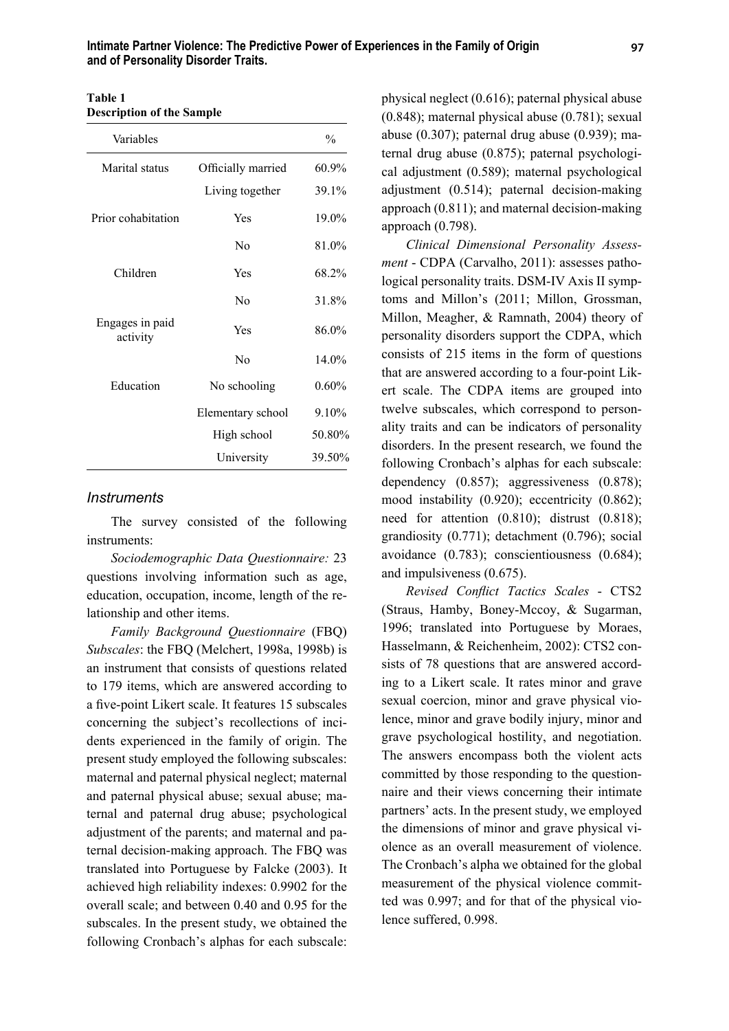**Table 1**
**Description of the Sample**

| Variables | | % |
|---|---|---|
| Marital status | Officially married | 60.9% |
| | Living together | 39.1% |
| Prior cohabitation | Yes | 19.0% |
| | No | 81.0% |
| Children | Yes | 68.2% |
| | No | 31.8% |
| Engages in paid activity | Yes | 86.0% |
| | No | 14.0% |
| Education | No schooling | 0.60% |
| | Elementary school | 9.10% |
| | High school | 50.80% |
| | University | 39.50% |

### Instruments

The survey consisted of the following instruments:

*Sociodemographic Data Questionnaire:* 23 questions involving information such as age, education, occupation, income, length of the relationship and other items.

*Family Background Questionnaire* (FBQ) *Subscales*: the FBQ (Melchert, 1998a, 1998b) is an instrument that consists of questions related to 179 items, which are answered according to a five-point Likert scale. It features 15 subscales concerning the subject's recollections of incidents experienced in the family of origin. The present study employed the following subscales: maternal and paternal physical neglect; maternal and paternal physical abuse; sexual abuse; maternal and paternal drug abuse; psychological adjustment of the parents; and maternal and paternal decision-making approach. The FBQ was translated into Portuguese by Falcke (2003). It achieved high reliability indexes: 0.9902 for the overall scale; and between 0.40 and 0.95 for the subscales. In the present study, we obtained the following Cronbach's alphas for each subscale: physical neglect (0.616); paternal physical abuse (0.848); maternal physical abuse (0.781); sexual abuse (0.307); paternal drug abuse (0.939); maternal drug abuse (0.875); paternal psychological adjustment (0.589); maternal psychological adjustment (0.514); paternal decision-making approach (0.811); and maternal decision-making approach (0.798).

*Clinical Dimensional Personality Assessment* - CDPA (Carvalho, 2011): assesses pathological personality traits. DSM-IV Axis II symptoms and Millon's (2011; Millon, Grossman, Millon, Meagher, & Ramnath, 2004) theory of personality disorders support the CDPA, which consists of 215 items in the form of questions that are answered according to a four-point Likert scale. The CDPA items are grouped into twelve subscales, which correspond to personality traits and can be indicators of personality disorders. In the present research, we found the following Cronbach's alphas for each subscale: dependency (0.857); aggressiveness (0.878); mood instability (0.920); eccentricity (0.862); need for attention (0.810); distrust (0.818); grandiosity (0.771); detachment (0.796); social avoidance (0.783); conscientiousness (0.684); and impulsiveness (0.675).

*Revised Conflict Tactics Scales* - CTS2 (Straus, Hamby, Boney-Mccoy, & Sugarman, 1996; translated into Portuguese by Moraes, Hasselmann, & Reichenheim, 2002): CTS2 consists of 78 questions that are answered according to a Likert scale. It rates minor and grave sexual coercion, minor and grave physical violence, minor and grave bodily injury, minor and grave psychological hostility, and negotiation. The answers encompass both the violent acts committed by those responding to the questionnaire and their views concerning their intimate partners' acts. In the present study, we employed the dimensions of minor and grave physical violence as an overall measurement of violence. The Cronbach's alpha we obtained for the global measurement of the physical violence committed was 0.997; and for that of the physical violence suffered, 0.998.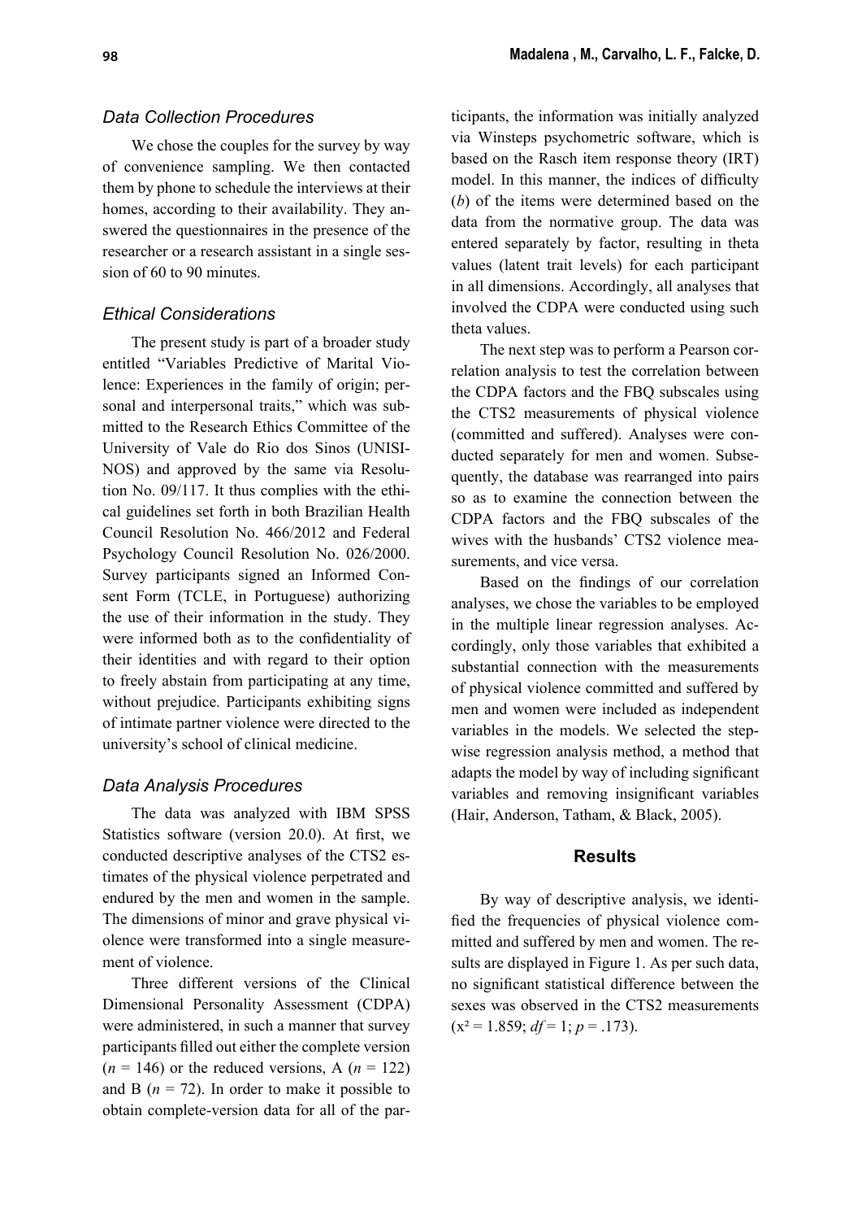### *Data Collection Procedures*

We chose the couples for the survey by way of convenience sampling. We then contacted them by phone to schedule the interviews at their homes, according to their availability. They answered the questionnaires in the presence of the researcher or a research assistant in a single session of 60 to 90 minutes.

### *Ethical Considerations*

The present study is part of a broader study entitled "Variables Predictive of Marital Violence: Experiences in the family of origin; personal and interpersonal traits," which was submitted to the Research Ethics Committee of the University of Vale do Rio dos Sinos (UNISINOS) and approved by the same via Resolution No. 09/117. It thus complies with the ethical guidelines set forth in both Brazilian Health Council Resolution No. 466/2012 and Federal Psychology Council Resolution No. 026/2000. Survey participants signed an Informed Consent Form (TCLE, in Portuguese) authorizing the use of their information in the study. They were informed both as to the confidentiality of their identities and with regard to their option to freely abstain from participating at any time, without prejudice. Participants exhibiting signs of intimate partner violence were directed to the university's school of clinical medicine.

### *Data Analysis Procedures*

The data was analyzed with IBM SPSS Statistics software (version 20.0). At first, we conducted descriptive analyses of the CTS2 estimates of the physical violence perpetrated and endured by the men and women in the sample. The dimensions of minor and grave physical violence were transformed into a single measurement of violence.

Three different versions of the Clinical Dimensional Personality Assessment (CDPA) were administered, in such a manner that survey participants filled out either the complete version ($n$ = 146) or the reduced versions, A ($n$ = 122) and B ($n$ = 72). In order to make it possible to obtain complete-version data for all of the participants, the information was initially analyzed via Winsteps psychometric software, which is based on the Rasch item response theory (IRT) model. In this manner, the indices of difficulty ($b$) of the items were determined based on the data from the normative group. The data was entered separately by factor, resulting in theta values (latent trait levels) for each participant in all dimensions. Accordingly, all analyses that involved the CDPA were conducted using such theta values.

The next step was to perform a Pearson correlation analysis to test the correlation between the CDPA factors and the FBQ subscales using the CTS2 measurements of physical violence (committed and suffered). Analyses were conducted separately for men and women. Subsequently, the database was rearranged into pairs so as to examine the connection between the CDPA factors and the FBQ subscales of the wives with the husbands' CTS2 violence measurements, and vice versa.

Based on the findings of our correlation analyses, we chose the variables to be employed in the multiple linear regression analyses. Accordingly, only those variables that exhibited a substantial connection with the measurements of physical violence committed and suffered by men and women were included as independent variables in the models. We selected the stepwise regression analysis method, a method that adapts the model by way of including significant variables and removing insignificant variables (Hair, Anderson, Tatham, & Black, 2005).

## Results

By way of descriptive analysis, we identified the frequencies of physical violence committed and suffered by men and women. The results are displayed in Figure 1. As per such data, no significant statistical difference between the sexes was observed in the CTS2 measurements ($x^2 = 1.859$; $df = 1$; $p = .173$).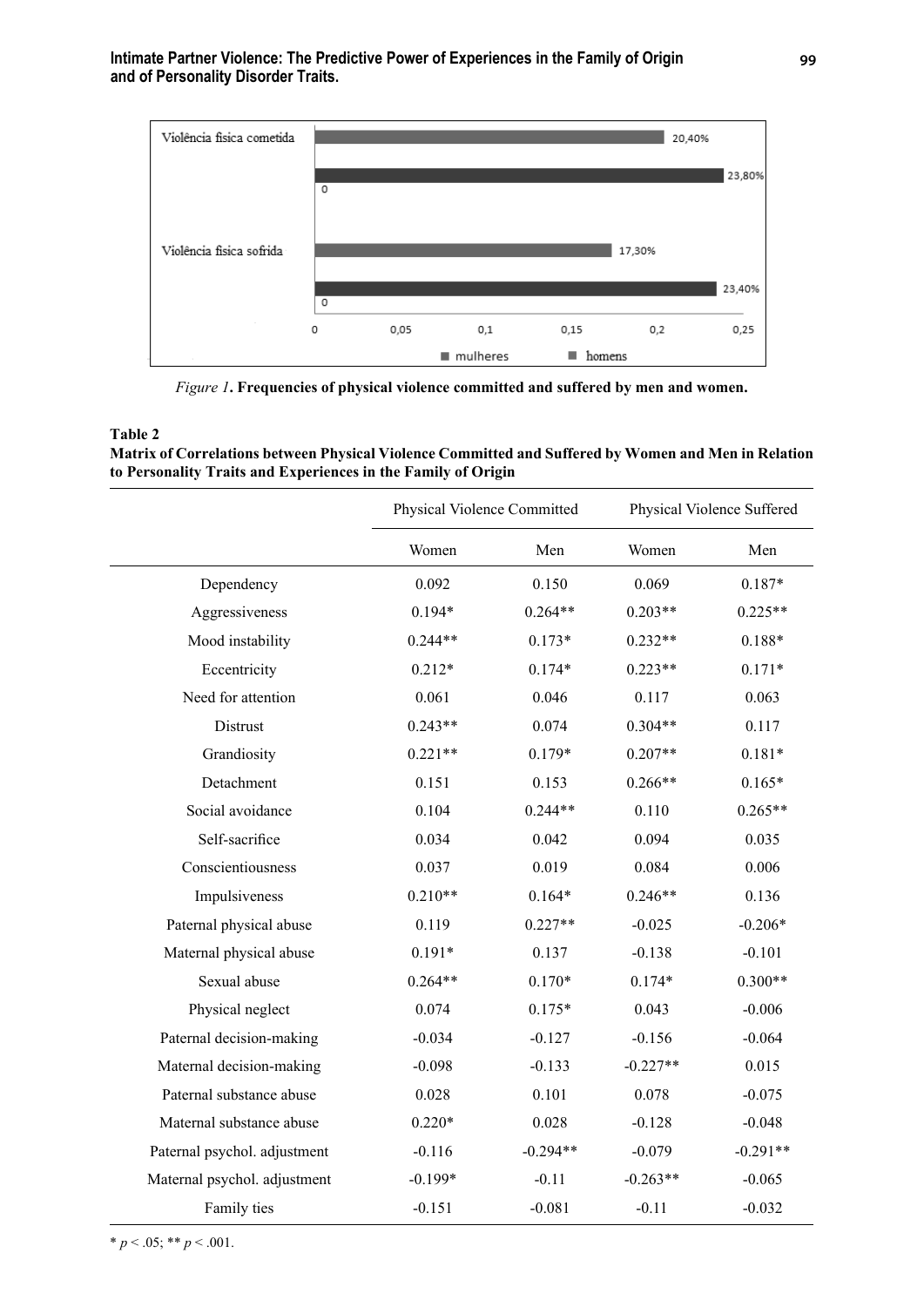*Figure 1*. **Frequencies of physical violence committed and suffered by men and women.**

**Table 2**
**Matrix of Correlations between Physical Violence Committed and Suffered by Women and Men in Relation to Personality Traits and Experiences in the Family of Origin**

| | Physical Violence Committed | | Physical Violence Suffered | |
|---|---|---|---|---|
| | Women | Men | Women | Men |
| Dependency | 0.092 | 0.150 | 0.069 | 0.187* |
| Aggressiveness | 0.194* | 0.264** | 0.203** | 0.225** |
| Mood instability | 0.244** | 0.173* | 0.232** | 0.188* |
| Eccentricity | 0.212* | 0.174* | 0.223** | 0.171* |
| Need for attention | 0.061 | 0.046 | 0.117 | 0.063 |
| Distrust | 0.243** | 0.074 | 0.304** | 0.117 |
| Grandiosity | 0.221** | 0.179* | 0.207** | 0.181* |
| Detachment | 0.151 | 0.153 | 0.266** | 0.165* |
| Social avoidance | 0.104 | 0.244** | 0.110 | 0.265** |
| Self-sacrifice | 0.034 | 0.042 | 0.094 | 0.035 |
| Conscientiousness | 0.037 | 0.019 | 0.084 | 0.006 |
| Impulsiveness | 0.210** | 0.164* | 0.246** | 0.136 |
| Paternal physical abuse | 0.119 | 0.227** | -0.025 | -0.206* |
| Maternal physical abuse | 0.191* | 0.137 | -0.138 | -0.101 |
| Sexual abuse | 0.264** | 0.170* | 0.174* | 0.300** |
| Physical neglect | 0.074 | 0.175* | 0.043 | -0.006 |
| Paternal decision-making | -0.034 | -0.127 | -0.156 | -0.064 |
| Maternal decision-making | -0.098 | -0.133 | -0.227** | 0.015 |
| Paternal substance abuse | 0.028 | 0.101 | 0.078 | -0.075 |
| Maternal substance abuse | 0.220* | 0.028 | -0.128 | -0.048 |
| Paternal psychol. adjustment | -0.116 | -0.294** | -0.079 | -0.291** |
| Maternal psychol. adjustment | -0.199* | -0.11 | -0.263** | -0.065 |
| Family ties | -0.151 | -0.081 | -0.11 | -0.032 |

* $p < .05$; ** $p < .001$.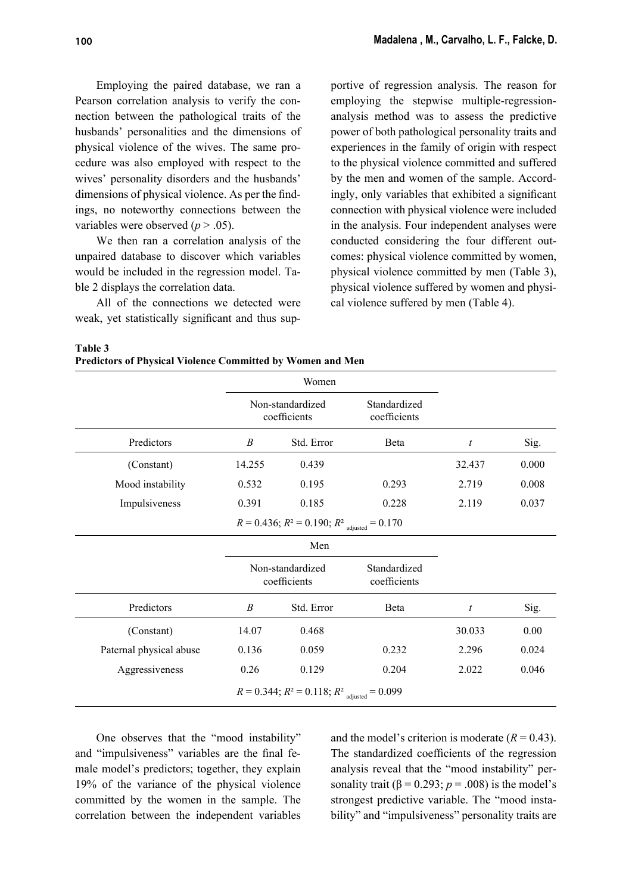Employing the paired database, we ran a Pearson correlation analysis to verify the connection between the pathological traits of the husbands' personalities and the dimensions of physical violence of the wives. The same procedure was also employed with respect to the wives' personality disorders and the husbands' dimensions of physical violence. As per the findings, no noteworthy connections between the variables were observed ($p > .05$).

We then ran a correlation analysis of the unpaired database to discover which variables would be included in the regression model. Table 2 displays the correlation data.

All of the connections we detected were weak, yet statistically significant and thus supportive of regression analysis. The reason for employing the stepwise multiple-regression-analysis method was to assess the predictive power of both pathological personality traits and experiences in the family of origin with respect to the physical violence committed and suffered by the men and women of the sample. Accordingly, only variables that exhibited a significant connection with physical violence were included in the analysis. Four independent analyses were conducted considering the four different outcomes: physical violence committed by women, physical violence committed by men (Table 3), physical violence suffered by women and physical violence suffered by men (Table 4).

**Table 3**
**Predictors of Physical Violence Committed by Women and Men**

| | Women | | | | |
|---|---|---|---|---|---|
| | Non-standardized coefficients | | Standardized coefficients | | |
| Predictors | *B* | Std. Error | Beta | *t* | Sig. |
| (Constant) | 14.255 | 0.439 | | 32.437 | 0.000 |
| Mood instability | 0.532 | 0.195 | 0.293 | 2.719 | 0.008 |
| Impulsiveness | 0.391 | 0.185 | 0.228 | 2.119 | 0.037 |
| | $R = 0.436$; $R^2 = 0.190$; $R^2_{\text{adjusted}} = 0.170$ | | | | |
| | Men | | | | |
| | Non-standardized coefficients | | Standardized coefficients | | |
| Predictors | *B* | Std. Error | Beta | *t* | Sig. |
| (Constant) | 14.07 | 0.468 | | 30.033 | 0.00 |
| Paternal physical abuse | 0.136 | 0.059 | 0.232 | 2.296 | 0.024 |
| Aggressiveness | 0.26 | 0.129 | 0.204 | 2.022 | 0.046 |
| | $R = 0.344$; $R^2 = 0.118$; $R^2_{\text{adjusted}} = 0.099$ | | | | |

One observes that the "mood instability" and "impulsiveness" variables are the final female model's predictors; together, they explain 19% of the variance of the physical violence committed by the women in the sample. The correlation between the independent variables and the model's criterion is moderate ($R = 0.43$). The standardized coefficients of the regression analysis reveal that the "mood instability" personality trait ($\beta = 0.293$; $p = .008$) is the model's strongest predictive variable. The "mood instability" and "impulsiveness" personality traits are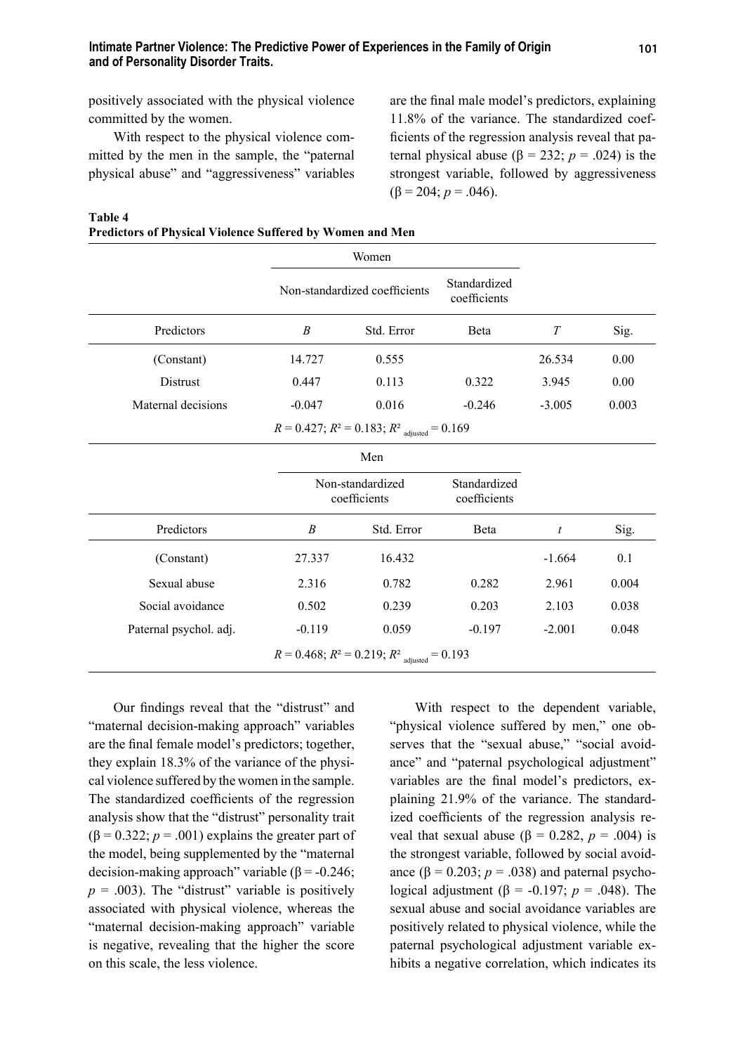positively associated with the physical violence committed by the women.

With respect to the physical violence committed by the men in the sample, the "paternal physical abuse" and "aggressiveness" variables are the final male model's predictors, explaining 11.8% of the variance. The standardized coefficients of the regression analysis reveal that paternal physical abuse (β = 232; $p$ = .024) is the strongest variable, followed by aggressiveness (β = 204; $p$ = .046).

**Table 4**
**Predictors of Physical Violence Suffered by Women and Men**

| | Women | | | | |
|---|---|---|---|---|---|
| | Non-standardized coefficients | | Standardized coefficients | | |
| Predictors | *B* | Std. Error | Beta | *T* | Sig. |
| (Constant) | 14.727 | 0.555 | | 26.534 | 0.00 |
| Distrust | 0.447 | 0.113 | 0.322 | 3.945 | 0.00 |
| Maternal decisions | -0.047 | 0.016 | -0.246 | -3.005 | 0.003 |
| | $R = 0.427$; $R^2 = 0.183$; $R^2_{\text{adjusted}} = 0.169$ | | | | |
| | Men | | | | |
| | Non-standardized coefficients | | Standardized coefficients | | |
| Predictors | *B* | Std. Error | Beta | *t* | Sig. |
| (Constant) | 27.337 | 16.432 | | -1.664 | 0.1 |
| Sexual abuse | 2.316 | 0.782 | 0.282 | 2.961 | 0.004 |
| Social avoidance | 0.502 | 0.239 | 0.203 | 2.103 | 0.038 |
| Paternal psychol. adj. | -0.119 | 0.059 | -0.197 | -2.001 | 0.048 |
| | $R = 0.468$; $R^2 = 0.219$; $R^2_{\text{adjusted}} = 0.193$ | | | | |

Our findings reveal that the "distrust" and "maternal decision-making approach" variables are the final female model's predictors; together, they explain 18.3% of the variance of the physical violence suffered by the women in the sample. The standardized coefficients of the regression analysis show that the "distrust" personality trait (β = 0.322; $p$ = .001) explains the greater part of the model, being supplemented by the "maternal decision-making approach" variable (β = -0.246; $p$ = .003). The "distrust" variable is positively associated with physical violence, whereas the "maternal decision-making approach" variable is negative, revealing that the higher the score on this scale, the less violence.

With respect to the dependent variable, "physical violence suffered by men," one observes that the "sexual abuse," "social avoidance" and "paternal psychological adjustment" variables are the final model's predictors, explaining 21.9% of the variance. The standardized coefficients of the regression analysis reveal that sexual abuse (β = 0.282, $p$ = .004) is the strongest variable, followed by social avoidance (β = 0.203; $p$ = .038) and paternal psychological adjustment (β = -0.197; $p$ = .048). The sexual abuse and social avoidance variables are positively related to physical violence, while the paternal psychological adjustment variable exhibits a negative correlation, which indicates its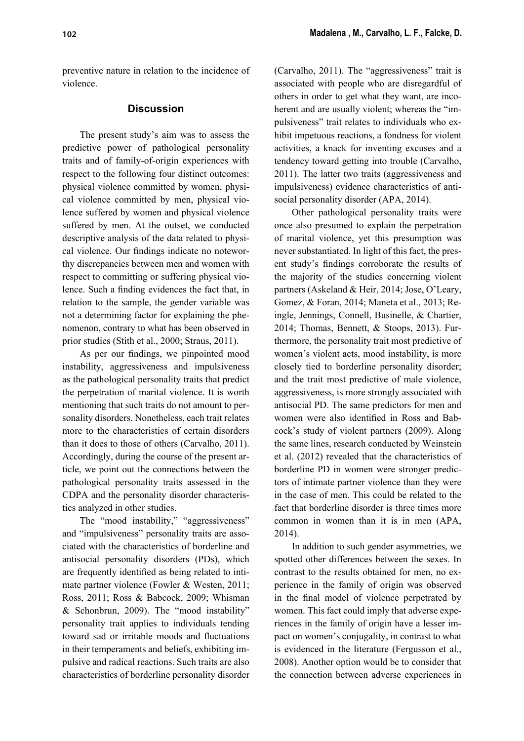preventive nature in relation to the incidence of violence.

## Discussion

The present study's aim was to assess the predictive power of pathological personality traits and of family-of-origin experiences with respect to the following four distinct outcomes: physical violence committed by women, physical violence committed by men, physical violence suffered by women and physical violence suffered by men. At the outset, we conducted descriptive analysis of the data related to physical violence. Our findings indicate no noteworthy discrepancies between men and women with respect to committing or suffering physical violence. Such a finding evidences the fact that, in relation to the sample, the gender variable was not a determining factor for explaining the phenomenon, contrary to what has been observed in prior studies (Stith et al., 2000; Straus, 2011).

As per our findings, we pinpointed mood instability, aggressiveness and impulsiveness as the pathological personality traits that predict the perpetration of marital violence. It is worth mentioning that such traits do not amount to personality disorders. Nonetheless, each trait relates more to the characteristics of certain disorders than it does to those of others (Carvalho, 2011). Accordingly, during the course of the present article, we point out the connections between the pathological personality traits assessed in the CDPA and the personality disorder characteristics analyzed in other studies.

The "mood instability," "aggressiveness" and "impulsiveness" personality traits are associated with the characteristics of borderline and antisocial personality disorders (PDs), which are frequently identified as being related to intimate partner violence (Fowler & Westen, 2011; Ross, 2011; Ross & Babcock, 2009; Whisman & Schonbrun, 2009). The "mood instability" personality trait applies to individuals tending toward sad or irritable moods and fluctuations in their temperaments and beliefs, exhibiting impulsive and radical reactions. Such traits are also characteristics of borderline personality disorder (Carvalho, 2011). The "aggressiveness" trait is associated with people who are disregardful of others in order to get what they want, are incoherent and are usually violent; whereas the "impulsiveness" trait relates to individuals who exhibit impetuous reactions, a fondness for violent activities, a knack for inventing excuses and a tendency toward getting into trouble (Carvalho, 2011). The latter two traits (aggressiveness and impulsiveness) evidence characteristics of antisocial personality disorder (APA, 2014).

Other pathological personality traits were once also presumed to explain the perpetration of marital violence, yet this presumption was never substantiated. In light of this fact, the present study's findings corroborate the results of the majority of the studies concerning violent partners (Askeland & Heir, 2014; Jose, O'Leary, Gomez, & Foran, 2014; Maneta et al., 2013; Reingle, Jennings, Connell, Businelle, & Chartier, 2014; Thomas, Bennett, & Stoops, 2013). Furthermore, the personality trait most predictive of women's violent acts, mood instability, is more closely tied to borderline personality disorder; and the trait most predictive of male violence, aggressiveness, is more strongly associated with antisocial PD. The same predictors for men and women were also identified in Ross and Babcock's study of violent partners (2009). Along the same lines, research conducted by Weinstein et al. (2012) revealed that the characteristics of borderline PD in women were stronger predictors of intimate partner violence than they were in the case of men. This could be related to the fact that borderline disorder is three times more common in women than it is in men (APA, 2014).

In addition to such gender asymmetries, we spotted other differences between the sexes. In contrast to the results obtained for men, no experience in the family of origin was observed in the final model of violence perpetrated by women. This fact could imply that adverse experiences in the family of origin have a lesser impact on women's conjugality, in contrast to what is evidenced in the literature (Fergusson et al., 2008). Another option would be to consider that the connection between adverse experiences in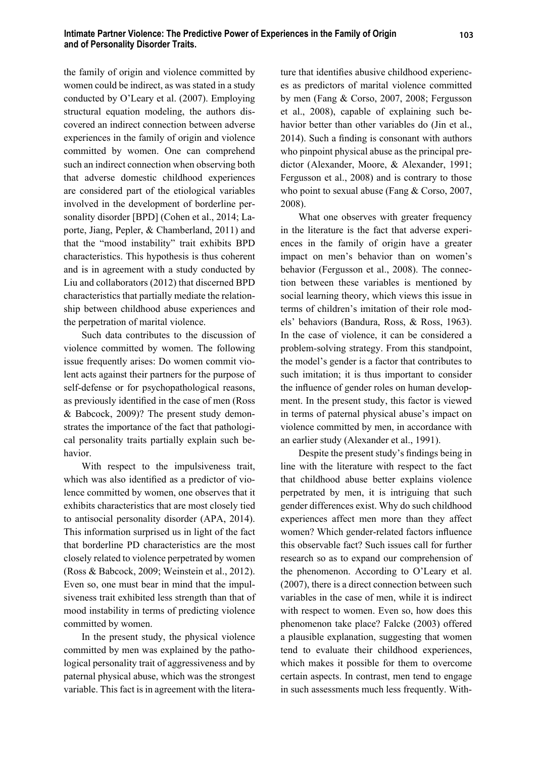the family of origin and violence committed by women could be indirect, as was stated in a study conducted by O'Leary et al. (2007). Employing structural equation modeling, the authors discovered an indirect connection between adverse experiences in the family of origin and violence committed by women. One can comprehend such an indirect connection when observing both that adverse domestic childhood experiences are considered part of the etiological variables involved in the development of borderline personality disorder [BPD] (Cohen et al., 2014; Laporte, Jiang, Pepler, & Chamberland, 2011) and that the "mood instability" trait exhibits BPD characteristics. This hypothesis is thus coherent and is in agreement with a study conducted by Liu and collaborators (2012) that discerned BPD characteristics that partially mediate the relationship between childhood abuse experiences and the perpetration of marital violence.

Such data contributes to the discussion of violence committed by women. The following issue frequently arises: Do women commit violent acts against their partners for the purpose of self-defense or for psychopathological reasons, as previously identified in the case of men (Ross & Babcock, 2009)? The present study demonstrates the importance of the fact that pathological personality traits partially explain such behavior.

With respect to the impulsiveness trait, which was also identified as a predictor of violence committed by women, one observes that it exhibits characteristics that are most closely tied to antisocial personality disorder (APA, 2014). This information surprised us in light of the fact that borderline PD characteristics are the most closely related to violence perpetrated by women (Ross & Babcock, 2009; Weinstein et al., 2012). Even so, one must bear in mind that the impulsiveness trait exhibited less strength than that of mood instability in terms of predicting violence committed by women.

In the present study, the physical violence committed by men was explained by the pathological personality trait of aggressiveness and by paternal physical abuse, which was the strongest variable. This fact is in agreement with the literature that identifies abusive childhood experiences as predictors of marital violence committed by men (Fang & Corso, 2007, 2008; Fergusson et al., 2008), capable of explaining such behavior better than other variables do (Jin et al., 2014). Such a finding is consonant with authors who pinpoint physical abuse as the principal predictor (Alexander, Moore, & Alexander, 1991; Fergusson et al., 2008) and is contrary to those who point to sexual abuse (Fang & Corso, 2007, 2008).

What one observes with greater frequency in the literature is the fact that adverse experiences in the family of origin have a greater impact on men's behavior than on women's behavior (Fergusson et al., 2008). The connection between these variables is mentioned by social learning theory, which views this issue in terms of children's imitation of their role models' behaviors (Bandura, Ross, & Ross, 1963). In the case of violence, it can be considered a problem-solving strategy. From this standpoint, the model's gender is a factor that contributes to such imitation; it is thus important to consider the influence of gender roles on human development. In the present study, this factor is viewed in terms of paternal physical abuse's impact on violence committed by men, in accordance with an earlier study (Alexander et al., 1991).

Despite the present study's findings being in line with the literature with respect to the fact that childhood abuse better explains violence perpetrated by men, it is intriguing that such gender differences exist. Why do such childhood experiences affect men more than they affect women? Which gender-related factors influence this observable fact? Such issues call for further research so as to expand our comprehension of the phenomenon. According to O'Leary et al. (2007), there is a direct connection between such variables in the case of men, while it is indirect with respect to women. Even so, how does this phenomenon take place? Falcke (2003) offered a plausible explanation, suggesting that women tend to evaluate their childhood experiences, which makes it possible for them to overcome certain aspects. In contrast, men tend to engage in such assessments much less frequently. With-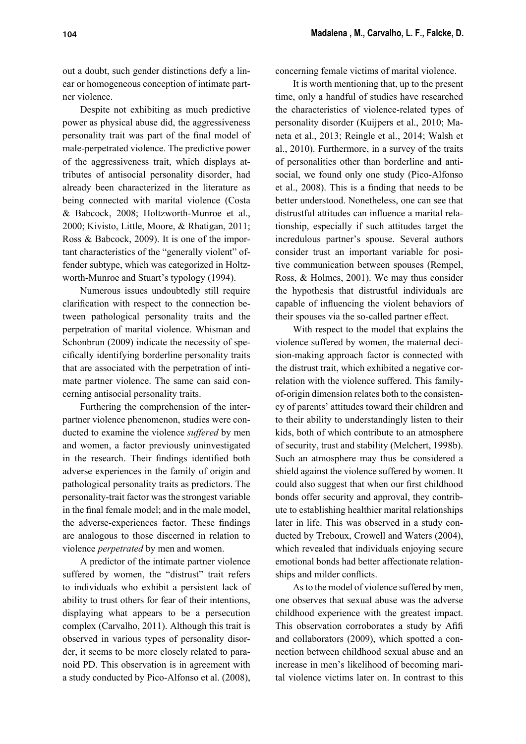out a doubt, such gender distinctions defy a linear or homogeneous conception of intimate partner violence.

Despite not exhibiting as much predictive power as physical abuse did, the aggressiveness personality trait was part of the final model of male-perpetrated violence. The predictive power of the aggressiveness trait, which displays attributes of antisocial personality disorder, had already been characterized in the literature as being connected with marital violence (Costa & Babcock, 2008; Holtzworth-Munroe et al., 2000; Kivisto, Little, Moore, & Rhatigan, 2011; Ross & Babcock, 2009). It is one of the important characteristics of the "generally violent" offender subtype, which was categorized in Holtzworth-Munroe and Stuart's typology (1994).

Numerous issues undoubtedly still require clarification with respect to the connection between pathological personality traits and the perpetration of marital violence. Whisman and Schonbrun (2009) indicate the necessity of specifically identifying borderline personality traits that are associated with the perpetration of intimate partner violence. The same can said concerning antisocial personality traits.

Furthering the comprehension of the interpartner violence phenomenon, studies were conducted to examine the violence *suffered* by men and women, a factor previously uninvestigated in the research. Their findings identified both adverse experiences in the family of origin and pathological personality traits as predictors. The personality-trait factor was the strongest variable in the final female model; and in the male model, the adverse-experiences factor. These findings are analogous to those discerned in relation to violence *perpetrated* by men and women.

A predictor of the intimate partner violence suffered by women, the "distrust" trait refers to individuals who exhibit a persistent lack of ability to trust others for fear of their intentions, displaying what appears to be a persecution complex (Carvalho, 2011). Although this trait is observed in various types of personality disorder, it seems to be more closely related to paranoid PD. This observation is in agreement with a study conducted by Pico-Alfonso et al. (2008), concerning female victims of marital violence.

It is worth mentioning that, up to the present time, only a handful of studies have researched the characteristics of violence-related types of personality disorder (Kuijpers et al., 2010; Maneta et al., 2013; Reingle et al., 2014; Walsh et al., 2010). Furthermore, in a survey of the traits of personalities other than borderline and antisocial, we found only one study (Pico-Alfonso et al., 2008). This is a finding that needs to be better understood. Nonetheless, one can see that distrustful attitudes can influence a marital relationship, especially if such attitudes target the incredulous partner's spouse. Several authors consider trust an important variable for positive communication between spouses (Rempel, Ross, & Holmes, 2001). We may thus consider the hypothesis that distrustful individuals are capable of influencing the violent behaviors of their spouses via the so-called partner effect.

With respect to the model that explains the violence suffered by women, the maternal decision-making approach factor is connected with the distrust trait, which exhibited a negative correlation with the violence suffered. This family-of-origin dimension relates both to the consistency of parents' attitudes toward their children and to their ability to understandingly listen to their kids, both of which contribute to an atmosphere of security, trust and stability (Melchert, 1998b). Such an atmosphere may thus be considered a shield against the violence suffered by women. It could also suggest that when our first childhood bonds offer security and approval, they contribute to establishing healthier marital relationships later in life. This was observed in a study conducted by Treboux, Crowell and Waters (2004), which revealed that individuals enjoying secure emotional bonds had better affectionate relationships and milder conflicts.

As to the model of violence suffered by men, one observes that sexual abuse was the adverse childhood experience with the greatest impact. This observation corroborates a study by Afifi and collaborators (2009), which spotted a connection between childhood sexual abuse and an increase in men's likelihood of becoming marital violence victims later on. In contrast to this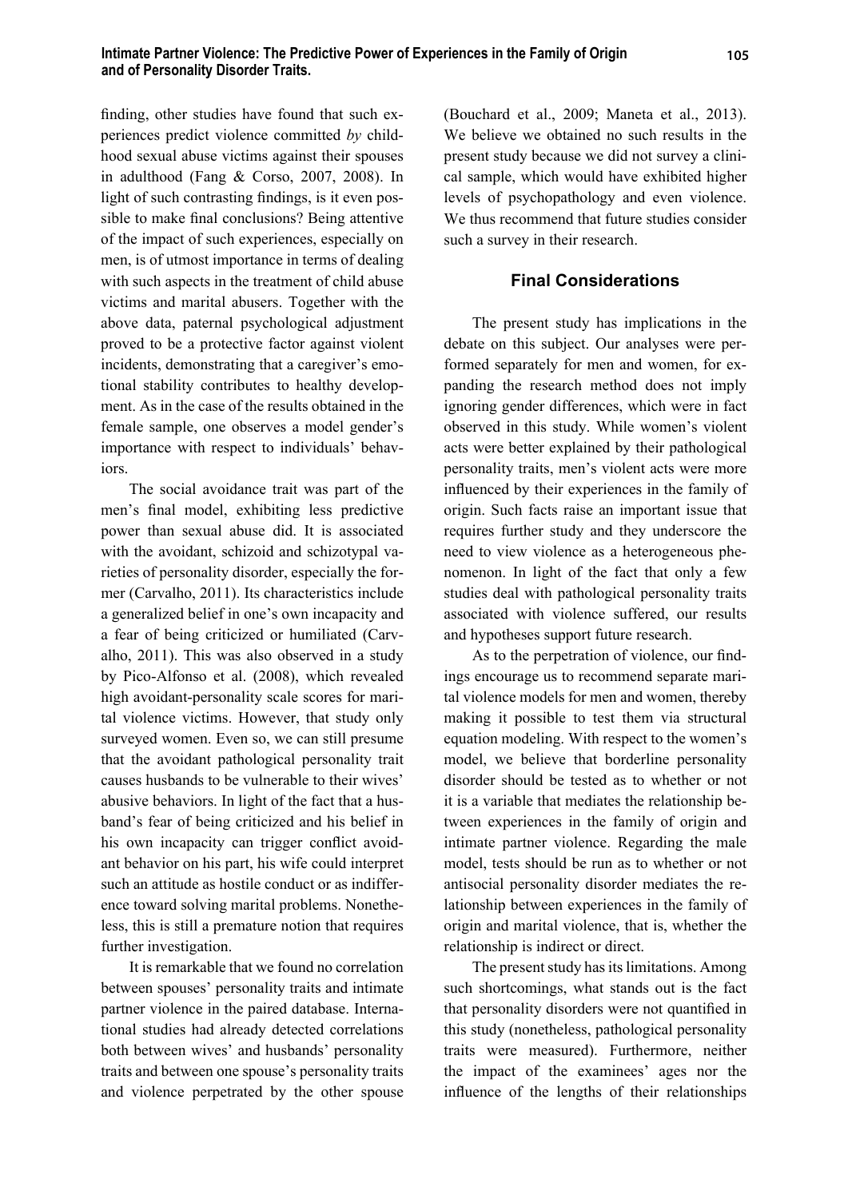finding, other studies have found that such experiences predict violence committed *by* childhood sexual abuse victims against their spouses in adulthood (Fang & Corso, 2007, 2008). In light of such contrasting findings, is it even possible to make final conclusions? Being attentive of the impact of such experiences, especially on men, is of utmost importance in terms of dealing with such aspects in the treatment of child abuse victims and marital abusers. Together with the above data, paternal psychological adjustment proved to be a protective factor against violent incidents, demonstrating that a caregiver's emotional stability contributes to healthy development. As in the case of the results obtained in the female sample, one observes a model gender's importance with respect to individuals' behaviors.

The social avoidance trait was part of the men's final model, exhibiting less predictive power than sexual abuse did. It is associated with the avoidant, schizoid and schizotypal varieties of personality disorder, especially the former (Carvalho, 2011). Its characteristics include a generalized belief in one's own incapacity and a fear of being criticized or humiliated (Carvalho, 2011). This was also observed in a study by Pico-Alfonso et al. (2008), which revealed high avoidant-personality scale scores for marital violence victims. However, that study only surveyed women. Even so, we can still presume that the avoidant pathological personality trait causes husbands to be vulnerable to their wives' abusive behaviors. In light of the fact that a husband's fear of being criticized and his belief in his own incapacity can trigger conflict avoidant behavior on his part, his wife could interpret such an attitude as hostile conduct or as indifference toward solving marital problems. Nonetheless, this is still a premature notion that requires further investigation.

It is remarkable that we found no correlation between spouses' personality traits and intimate partner violence in the paired database. International studies had already detected correlations both between wives' and husbands' personality traits and between one spouse's personality traits and violence perpetrated by the other spouse (Bouchard et al., 2009; Maneta et al., 2013). We believe we obtained no such results in the present study because we did not survey a clinical sample, which would have exhibited higher levels of psychopathology and even violence. We thus recommend that future studies consider such a survey in their research.

## Final Considerations

The present study has implications in the debate on this subject. Our analyses were performed separately for men and women, for expanding the research method does not imply ignoring gender differences, which were in fact observed in this study. While women's violent acts were better explained by their pathological personality traits, men's violent acts were more influenced by their experiences in the family of origin. Such facts raise an important issue that requires further study and they underscore the need to view violence as a heterogeneous phenomenon. In light of the fact that only a few studies deal with pathological personality traits associated with violence suffered, our results and hypotheses support future research.

As to the perpetration of violence, our findings encourage us to recommend separate marital violence models for men and women, thereby making it possible to test them via structural equation modeling. With respect to the women's model, we believe that borderline personality disorder should be tested as to whether or not it is a variable that mediates the relationship between experiences in the family of origin and intimate partner violence. Regarding the male model, tests should be run as to whether or not antisocial personality disorder mediates the relationship between experiences in the family of origin and marital violence, that is, whether the relationship is indirect or direct.

The present study has its limitations. Among such shortcomings, what stands out is the fact that personality disorders were not quantified in this study (nonetheless, pathological personality traits were measured). Furthermore, neither the impact of the examinees' ages nor the influence of the lengths of their relationships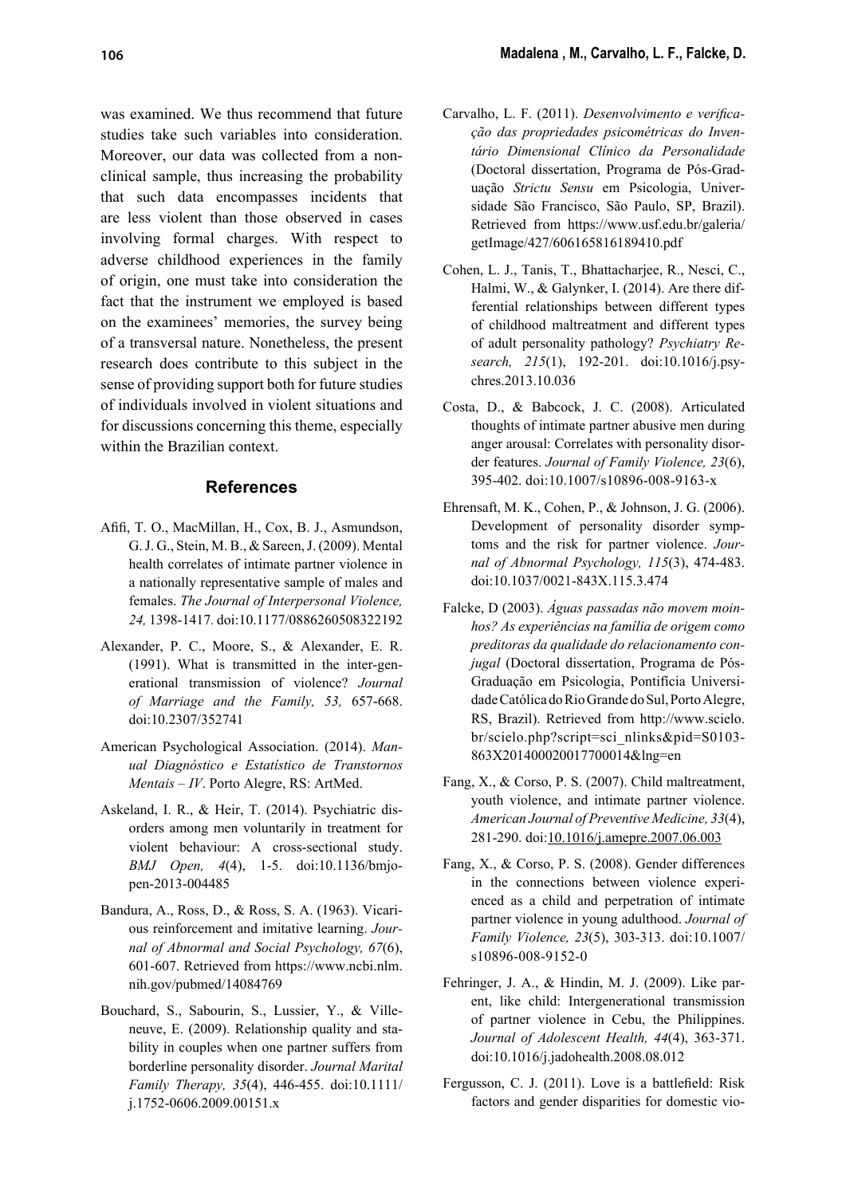was examined. We thus recommend that future studies take such variables into consideration. Moreover, our data was collected from a non-clinical sample, thus increasing the probability that such data encompasses incidents that are less violent than those observed in cases involving formal charges. With respect to adverse childhood experiences in the family of origin, one must take into consideration the fact that the instrument we employed is based on the examinees' memories, the survey being of a transversal nature. Nonetheless, the present research does contribute to this subject in the sense of providing support both for future studies of individuals involved in violent situations and for discussions concerning this theme, especially within the Brazilian context.

## References

Afifi, T. O., MacMillan, H., Cox, B. J., Asmundson, G. J. G., Stein, M. B., & Sareen, J. (2009). Mental health correlates of intimate partner violence in a nationally representative sample of males and females. *The Journal of Interpersonal Violence, 24,* 1398-1417. doi:10.1177/0886260508322192

Alexander, P. C., Moore, S., & Alexander, E. R. (1991). What is transmitted in the inter-generational transmission of violence? *Journal of Marriage and the Family, 53,* 657-668. doi:10.2307/352741

American Psychological Association. (2014). *Manual Diagnóstico e Estatístico de Transtornos Mentais – IV*. Porto Alegre, RS: ArtMed.

Askeland, I. R., & Heir, T. (2014). Psychiatric disorders among men voluntarily in treatment for violent behaviour: A cross-sectional study. *BMJ Open, 4*(4), 1-5. doi:10.1136/bmjopen-2013-004485

Bandura, A., Ross, D., & Ross, S. A. (1963). Vicarious reinforcement and imitative learning. *Journal of Abnormal and Social Psychology, 67*(6), 601-607. Retrieved from https://www.ncbi.nlm.nih.gov/pubmed/14084769

Bouchard, S., Sabourin, S., Lussier, Y., & Villeneuve, E. (2009). Relationship quality and stability in couples when one partner suffers from borderline personality disorder. *Journal Marital Family Therapy, 35*(4), 446-455. doi:10.1111/j.1752-0606.2009.00151.x

Carvalho, L. F. (2011). *Desenvolvimento e verificação das propriedades psicométricas do Inventário Dimensional Clínico da Personalidade* (Doctoral dissertation, Programa de Pós-Graduação *Strictu Sensu* em Psicologia, Universidade São Francisco, São Paulo, SP, Brazil). Retrieved from https://www.usf.edu.br/galeria/getImage/427/606165816189410.pdf

Cohen, L. J., Tanis, T., Bhattacharjee, R., Nesci, C., Halmi, W., & Galynker, I. (2014). Are there differential relationships between different types of childhood maltreatment and different types of adult personality pathology? *Psychiatry Research, 215*(1), 192-201. doi:10.1016/j.psychres.2013.10.036

Costa, D., & Babcock, J. C. (2008). Articulated thoughts of intimate partner abusive men during anger arousal: Correlates with personality disorder features. *Journal of Family Violence, 23*(6), 395-402. doi:10.1007/s10896-008-9163-x

Ehrensaft, M. K., Cohen, P., & Johnson, J. G. (2006). Development of personality disorder symptoms and the risk for partner violence. *Journal of Abnormal Psychology, 115*(3), 474-483. doi:10.1037/0021-843X.115.3.474

Falcke, D (2003). *Águas passadas não movem moinhos? As experiências na família de origem como preditoras da qualidade do relacionamento conjugal* (Doctoral dissertation, Programa de Pós-Graduação em Psicologia, Pontifícia Universidade Católica do Rio Grande do Sul, Porto Alegre, RS, Brazil). Retrieved from http://www.scielo.br/scielo.php?script=sci_nlinks&pid=S0103-863X2014000200017700014&lng=en

Fang, X., & Corso, P. S. (2007). Child maltreatment, youth violence, and intimate partner violence. *American Journal of Preventive Medicine, 33*(4), 281-290. doi:10.1016/j.amepre.2007.06.003

Fang, X., & Corso, P. S. (2008). Gender differences in the connections between violence experienced as a child and perpetration of intimate partner violence in young adulthood. *Journal of Family Violence, 23*(5), 303-313. doi:10.1007/s10896-008-9152-0

Fehringer, J. A., & Hindin, M. J. (2009). Like parent, like child: Intergenerational transmission of partner violence in Cebu, the Philippines. *Journal of Adolescent Health, 44*(4), 363-371. doi:10.1016/j.jadohealth.2008.08.012

Fergusson, C. J. (2011). Love is a battlefield: Risk factors and gender disparities for domestic vio-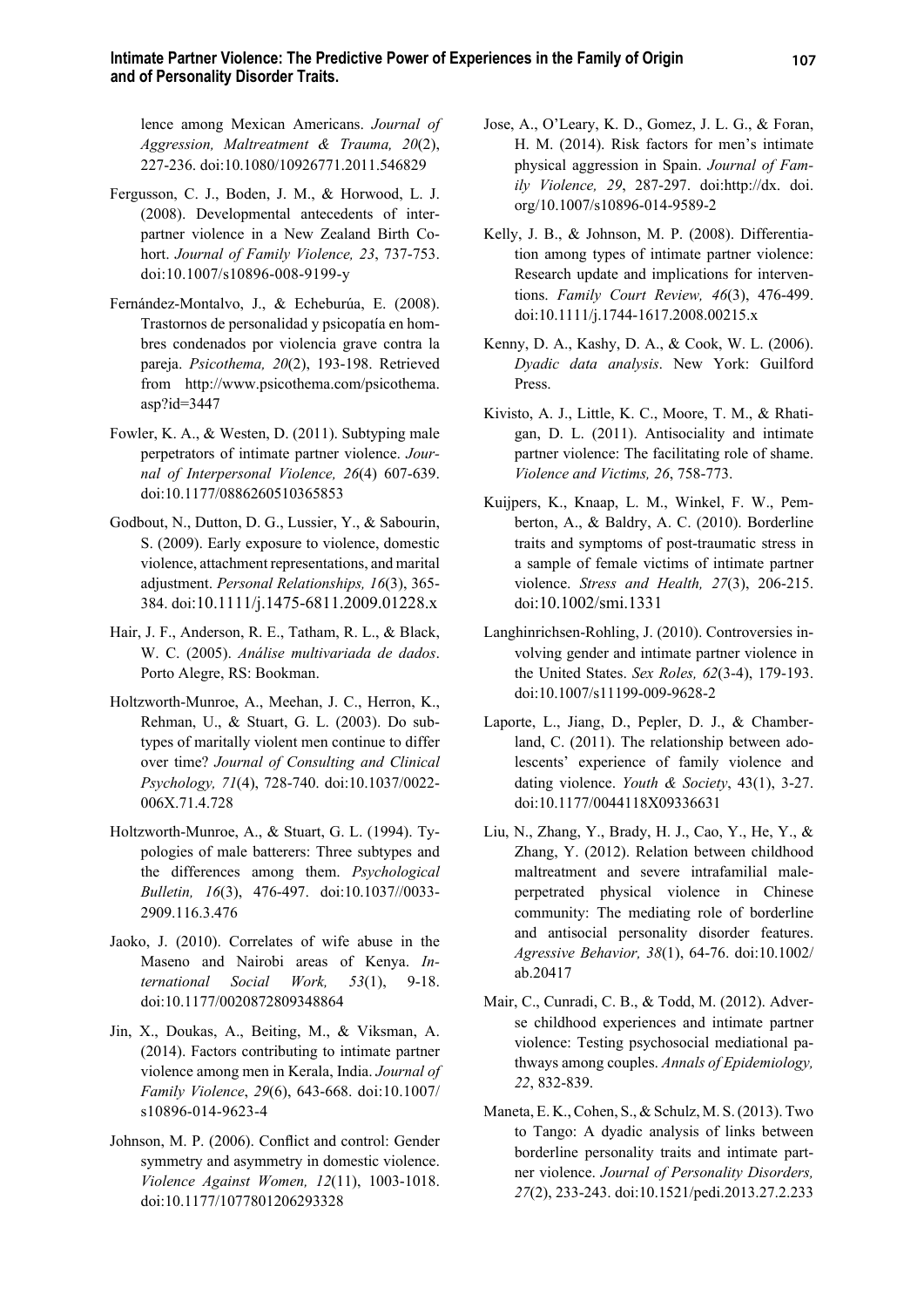lence among Mexican Americans. *Journal of Aggression, Maltreatment & Trauma, 20*(2), 227-236. doi:10.1080/10926771.2011.546829

Fergusson, C. J., Boden, J. M., & Horwood, L. J. (2008). Developmental antecedents of interpartner violence in a New Zealand Birth Cohort. *Journal of Family Violence, 23*, 737-753. doi:10.1007/s10896-008-9199-y

Fernández-Montalvo, J., & Echeburúa, E. (2008). Trastornos de personalidad y psicopatía en hombres condenados por violencia grave contra la pareja. *Psicothema, 20*(2), 193-198. Retrieved from http://www.psicothema.com/psicothema.asp?id=3447

Fowler, K. A., & Westen, D. (2011). Subtyping male perpetrators of intimate partner violence. *Journal of Interpersonal Violence, 26*(4) 607-639. doi:10.1177/0886260510365853

Godbout, N., Dutton, D. G., Lussier, Y., & Sabourin, S. (2009). Early exposure to violence, domestic violence, attachment representations, and marital adjustment. *Personal Relationships, 16*(3), 365-384. doi:10.1111/j.1475-6811.2009.01228.x

Hair, J. F., Anderson, R. E., Tatham, R. L., & Black, W. C. (2005). *Análise multivariada de dados*. Porto Alegre, RS: Bookman.

Holtzworth-Munroe, A., Meehan, J. C., Herron, K., Rehman, U., & Stuart, G. L. (2003). Do subtypes of maritally violent men continue to differ over time? *Journal of Consulting and Clinical Psychology, 71*(4), 728-740. doi:10.1037/0022-006X.71.4.728

Holtzworth-Munroe, A., & Stuart, G. L. (1994). Typologies of male batterers: Three subtypes and the differences among them. *Psychological Bulletin, 16*(3), 476-497. doi:10.1037//0033-2909.116.3.476

Jaoko, J. (2010). Correlates of wife abuse in the Maseno and Nairobi areas of Kenya. *International Social Work, 53*(1), 9-18. doi:10.1177/0020872809348864

Jin, X., Doukas, A., Beiting, M., & Viksman, A. (2014). Factors contributing to intimate partner violence among men in Kerala, India. *Journal of Family Violence*, *29*(6), 643-668. doi:10.1007/s10896-014-9623-4

Johnson, M. P. (2006). Conflict and control: Gender symmetry and asymmetry in domestic violence. *Violence Against Women, 12*(11), 1003-1018. doi:10.1177/1077801206293328

Jose, A., O'Leary, K. D., Gomez, J. L. G., & Foran, H. M. (2014). Risk factors for men's intimate physical aggression in Spain. *Journal of Family Violence, 29*, 287-297. doi:http://dx. doi.org/10.1007/s10896-014-9589-2

Kelly, J. B., & Johnson, M. P. (2008). Differentiation among types of intimate partner violence: Research update and implications for interventions. *Family Court Review, 46*(3), 476-499. doi:10.1111/j.1744-1617.2008.00215.x

Kenny, D. A., Kashy, D. A., & Cook, W. L. (2006). *Dyadic data analysis*. New York: Guilford Press.

Kivisto, A. J., Little, K. C., Moore, T. M., & Rhatigan, D. L. (2011). Antisociality and intimate partner violence: The facilitating role of shame. *Violence and Victims, 26*, 758-773.

Kuijpers, K., Knaap, L. M., Winkel, F. W., Pemberton, A., & Baldry, A. C. (2010). Borderline traits and symptoms of post-traumatic stress in a sample of female victims of intimate partner violence. *Stress and Health, 27*(3), 206-215. doi:10.1002/smi.1331

Langhinrichsen-Rohling, J. (2010). Controversies involving gender and intimate partner violence in the United States. *Sex Roles, 62*(3-4), 179-193. doi:10.1007/s11199-009-9628-2

Laporte, L., Jiang, D., Pepler, D. J., & Chamberland, C. (2011). The relationship between adolescents' experience of family violence and dating violence. *Youth & Society*, 43(1), 3-27. doi:10.1177/0044118X09336631

Liu, N., Zhang, Y., Brady, H. J., Cao, Y., He, Y., & Zhang, Y. (2012). Relation between childhood maltreatment and severe intrafamilial male-perpetrated physical violence in Chinese community: The mediating role of borderline and antisocial personality disorder features. *Agressive Behavior, 38*(1), 64-76. doi:10.1002/ab.20417

Mair, C., Cunradi, C. B., & Todd, M. (2012). Adverse childhood experiences and intimate partner violence: Testing psychosocial mediational pathways among couples. *Annals of Epidemiology, 22*, 832-839.

Maneta, E. K., Cohen, S., & Schulz, M. S. (2013). Two to Tango: A dyadic analysis of links between borderline personality traits and intimate partner violence. *Journal of Personality Disorders, 27*(2), 233-243. doi:10.1521/pedi.2013.27.2.233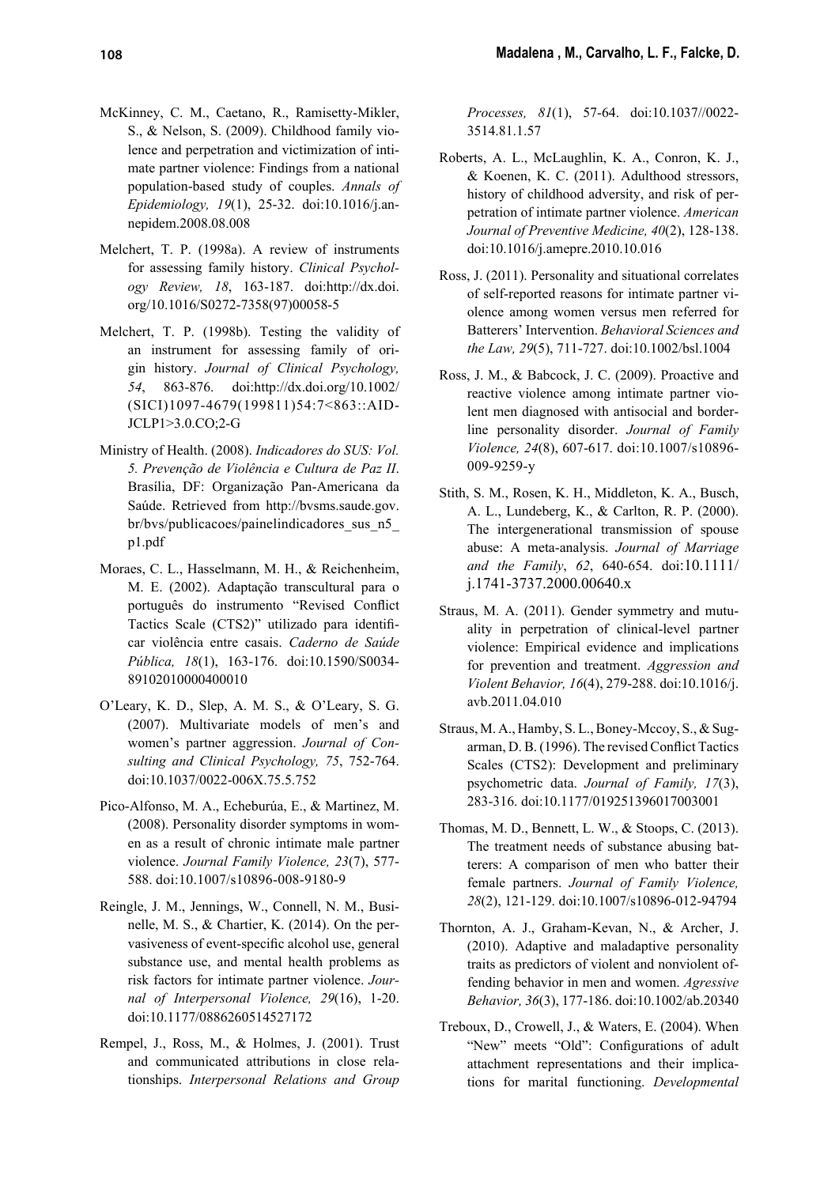McKinney, C. M., Caetano, R., Ramisetty-Mikler, S., & Nelson, S. (2009). Childhood family violence and perpetration and victimization of intimate partner violence: Findings from a national population-based study of couples. *Annals of Epidemiology, 19*(1), 25-32. doi:10.1016/j.annepidem.2008.08.008

Melchert, T. P. (1998a). A review of instruments for assessing family history. *Clinical Psychology Review, 18*, 163-187. doi:http://dx.doi.org/10.1016/S0272-7358(97)00058-5

Melchert, T. P. (1998b). Testing the validity of an instrument for assessing family of origin history. *Journal of Clinical Psychology, 54*, 863-876. doi:http://dx.doi.org/10.1002/(SICI)1097-4679(199811)54:7<863::AID-JCLP1>3.0.CO;2-G

Ministry of Health. (2008). *Indicadores do SUS: Vol. 5. Prevenção de Violência e Cultura de Paz II*. Brasília, DF: Organização Pan-Americana da Saúde. Retrieved from http://bvsms.saude.gov.br/bvs/publicacoes/painelindicadores_sus_n5_p1.pdf

Moraes, C. L., Hasselmann, M. H., & Reichenheim, M. E. (2002). Adaptação transcultural para o português do instrumento "Revised Conflict Tactics Scale (CTS2)" utilizado para identificar violência entre casais. *Caderno de Saúde Pública, 18*(1), 163-176. doi:10.1590/S0034-89102010000400010

O'Leary, K. D., Slep, A. M. S., & O'Leary, S. G. (2007). Multivariate models of men's and women's partner aggression. *Journal of Consulting and Clinical Psychology, 75*, 752-764. doi:10.1037/0022-006X.75.5.752

Pico-Alfonso, M. A., Echeburúa, E., & Martinez, M. (2008). Personality disorder symptoms in women as a result of chronic intimate male partner violence. *Journal Family Violence, 23*(7), 577-588. doi:10.1007/s10896-008-9180-9

Reingle, J. M., Jennings, W., Connell, N. M., Businelle, M. S., & Chartier, K. (2014). On the pervasiveness of event-specific alcohol use, general substance use, and mental health problems as risk factors for intimate partner violence. *Journal of Interpersonal Violence, 29*(16), 1-20. doi:10.1177/0886260514527172

Rempel, J., Ross, M., & Holmes, J. (2001). Trust and communicated attributions in close relationships. *Interpersonal Relations and Group Processes, 81*(1), 57-64. doi:10.1037//0022-3514.81.1.57

Roberts, A. L., McLaughlin, K. A., Conron, K. J., & Koenen, K. C. (2011). Adulthood stressors, history of childhood adversity, and risk of perpetration of intimate partner violence. *American Journal of Preventive Medicine, 40*(2), 128-138. doi:10.1016/j.amepre.2010.10.016

Ross, J. (2011). Personality and situational correlates of self-reported reasons for intimate partner violence among women versus men referred for Batterers' Intervention. *Behavioral Sciences and the Law, 29*(5), 711-727. doi:10.1002/bsl.1004

Ross, J. M., & Babcock, J. C. (2009). Proactive and reactive violence among intimate partner violent men diagnosed with antisocial and borderline personality disorder. *Journal of Family Violence, 24*(8), 607-617. doi:10.1007/s10896-009-9259-y

Stith, S. M., Rosen, K. H., Middleton, K. A., Busch, A. L., Lundeberg, K., & Carlton, R. P. (2000). The intergenerational transmission of spouse abuse: A meta-analysis. *Journal of Marriage and the Family*, *62*, 640-654. doi:10.1111/j.1741-3737.2000.00640.x

Straus, M. A. (2011). Gender symmetry and mutuality in perpetration of clinical-level partner violence: Empirical evidence and implications for prevention and treatment. *Aggression and Violent Behavior, 16*(4), 279-288. doi:10.1016/j.avb.2011.04.010

Straus, M. A., Hamby, S. L., Boney-Mccoy, S., & Sugarman, D. B. (1996). The revised Conflict Tactics Scales (CTS2): Development and preliminary psychometric data. *Journal of Family, 17*(3), 283-316. doi:10.1177/019251396017003001

Thomas, M. D., Bennett, L. W., & Stoops, C. (2013). The treatment needs of substance abusing batterers: A comparison of men who batter their female partners. *Journal of Family Violence, 28*(2), 121-129. doi:10.1007/s10896-012-94794

Thornton, A. J., Graham-Kevan, N., & Archer, J. (2010). Adaptive and maladaptive personality traits as predictors of violent and nonviolent offending behavior in men and women. *Agressive Behavior, 36*(3), 177-186. doi:10.1002/ab.20340

Treboux, D., Crowell, J., & Waters, E. (2004). When "New" meets "Old": Configurations of adult attachment representations and their implications for marital functioning. *Developmental*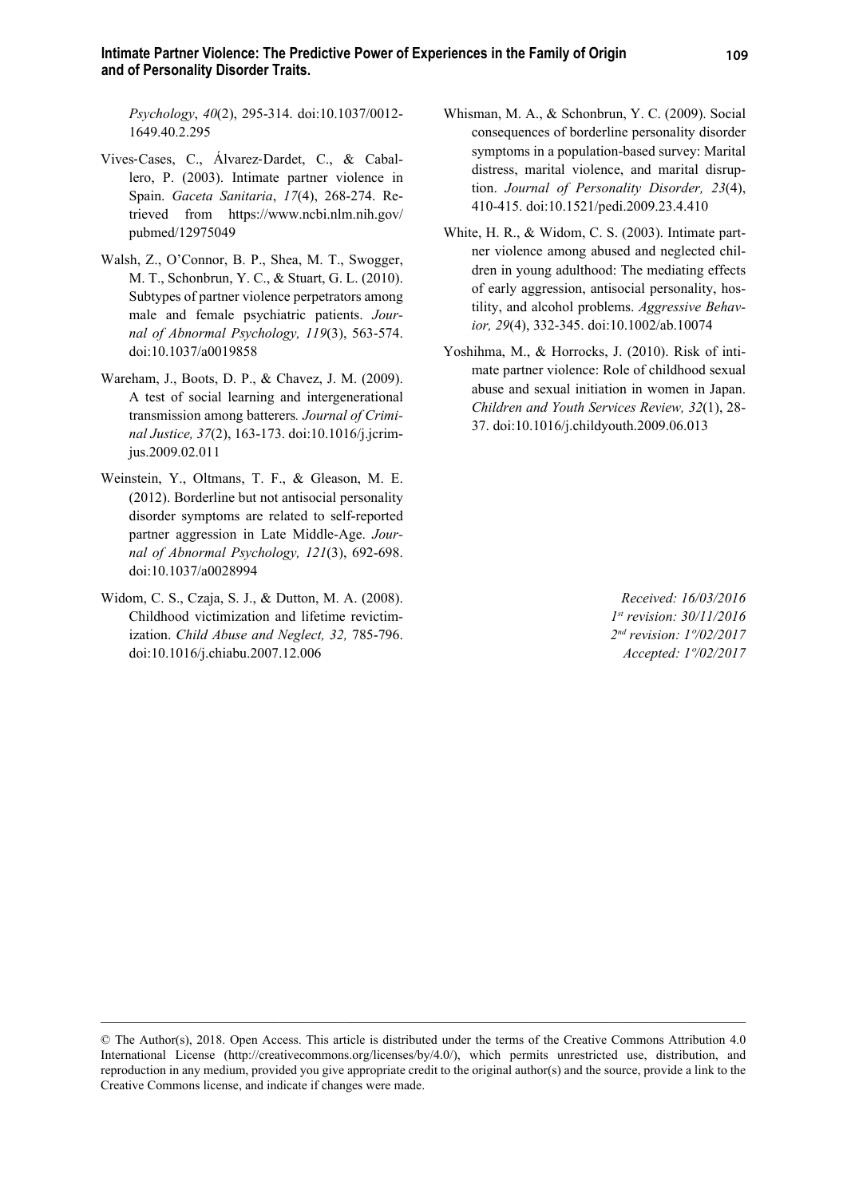*Psychology*, *40*(2), 295-314. doi:10.1037/0012-1649.40.2.295

Vives-Cases, C., Álvarez-Dardet, C., & Caballero, P. (2003). Intimate partner violence in Spain. *Gaceta Sanitaria*, *17*(4), 268-274. Retrieved from https://www.ncbi.nlm.nih.gov/pubmed/12975049

Walsh, Z., O'Connor, B. P., Shea, M. T., Swogger, M. T., Schonbrun, Y. C., & Stuart, G. L. (2010). Subtypes of partner violence perpetrators among male and female psychiatric patients. *Journal of Abnormal Psychology, 119*(3), 563-574. doi:10.1037/a0019858

Wareham, J., Boots, D. P., & Chavez, J. M. (2009). A test of social learning and intergenerational transmission among batterers*. Journal of Criminal Justice, 37*(2), 163-173. doi:10.1016/j.jcrimjus.2009.02.011

Weinstein, Y., Oltmans, T. F., & Gleason, M. E. (2012). Borderline but not antisocial personality disorder symptoms are related to self-reported partner aggression in Late Middle-Age. *Journal of Abnormal Psychology, 121*(3), 692-698. doi:10.1037/a0028994

Widom, C. S., Czaja, S. J., & Dutton, M. A. (2008). Childhood victimization and lifetime revictimization. *Child Abuse and Neglect, 32,* 785-796. doi:10.1016/j.chiabu.2007.12.006

Whisman, M. A., & Schonbrun, Y. C. (2009). Social consequences of borderline personality disorder symptoms in a population-based survey: Marital distress, marital violence, and marital disruption. *Journal of Personality Disorder, 23*(4), 410-415. doi:10.1521/pedi.2009.23.4.410

White, H. R., & Widom, C. S. (2003). Intimate partner violence among abused and neglected children in young adulthood: The mediating effects of early aggression, antisocial personality, hostility, and alcohol problems. *Aggressive Behavior, 29*(4), 332-345. doi:10.1002/ab.10074

Yoshihma, M., & Horrocks, J. (2010). Risk of intimate partner violence: Role of childhood sexual abuse and sexual initiation in women in Japan. *Children and Youth Services Review, 32*(1), 28-37. doi:10.1016/j.childyouth.2009.06.013

*Received: 16/03/2016*
*1st revision: 30/11/2016*
*2nd revision: 1º/02/2017*
*Accepted: 1º/02/2017*

© The Author(s), 2018. Open Access. This article is distributed under the terms of the Creative Commons Attribution 4.0 International License (http://creativecommons.org/licenses/by/4.0/), which permits unrestricted use, distribution, and reproduction in any medium, provided you give appropriate credit to the original author(s) and the source, provide a link to the Creative Commons license, and indicate if changes were made.